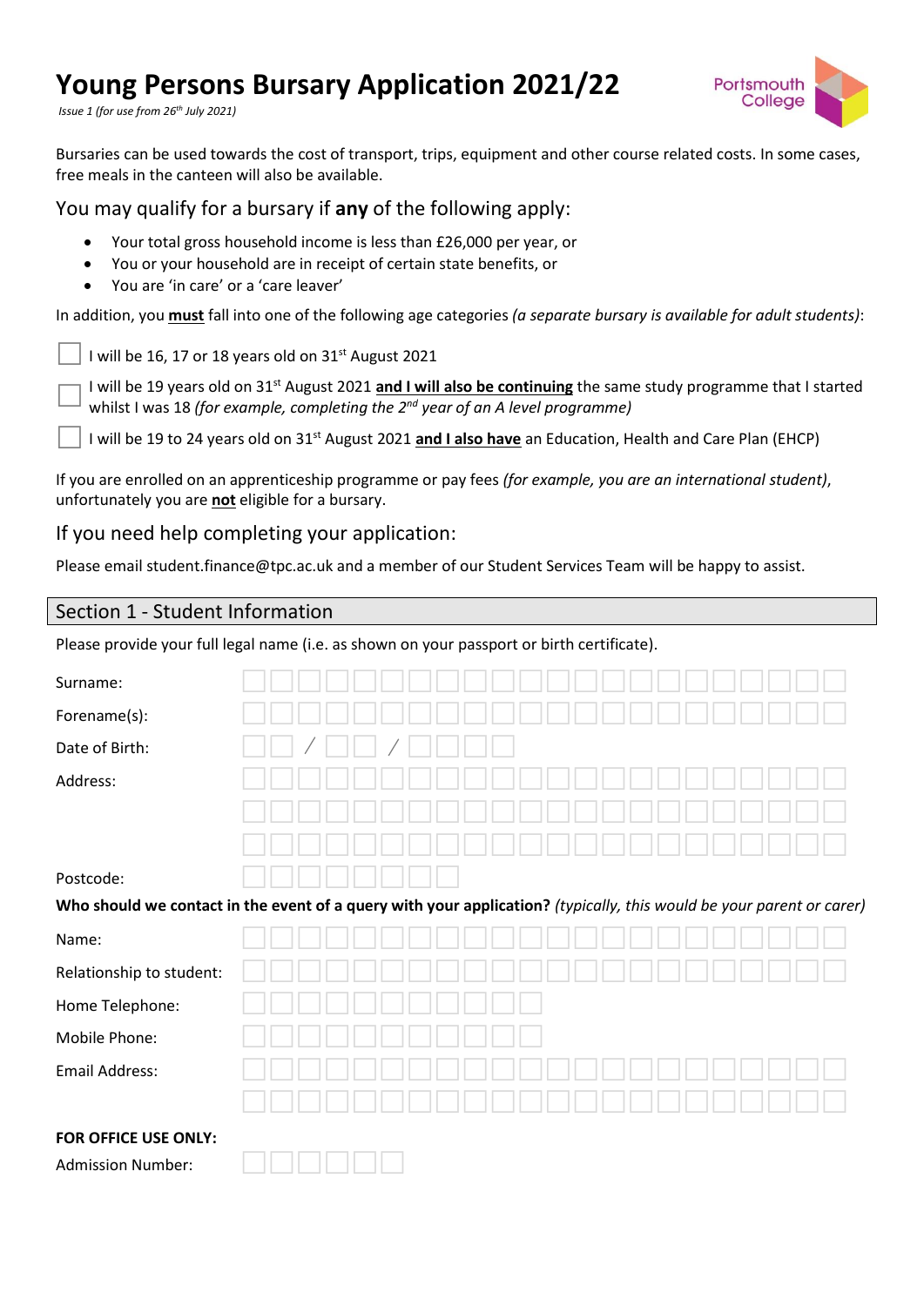# Young Persons Bursary Application 2021/22

*Issue 1 (for use from 26th July 2021)*

Portsmouth College

Bursaries can be used towards the cost of transport, trips, equipment and other course related costs. In some cases, free meals in the canteen will also be available.

## You may qualify for a bursary if **any** of the following apply:

- Your total gross household income is less than £26,000 per year, or
- You or your household are in receipt of certain state benefits, or
- You are 'in care' or a 'care leaver'

In addition, you **must** fall into one of the following age categories *(a separate bursary is available for adult students)*:

- ☐ I will be 16, 17 or 18 years old on 31st August 2021
- ☐ I will be 19 years old on 31st August 2021 **and I will also be continuing** the same study programme that I started whilst I was 18 *(for example, completing the 2nd year of an A level programme)*
- ☐ I will be 19 to 24 years old on 31st August 2021 **and I also have** an Education, Health and Care Plan (EHCP)

If you are enrolled on an apprenticeship programme or pay fees *(for example, you are an international student)*, unfortunately you are **not** eligible for a bursary.

## If you need help completing your application:

Please email student.finance@tpc.ac.uk and a member of our Student Services Team will be happy to assist.

## Section 1 - Student Information

Please provide your full legal name (i.e. as shown on your passport or birth certificate).

Surname:

Forename(s):

Date of Birth: __ __ / __ __ / __ __ __ __

Address:

Postcode:

**Who should we contact in the event of a query with your application?** *(typically, this would be your parent or carer)*

Name:

Relationship to student:

Home Telephone:

Mobile Phone:

Email Address:

**FOR OFFICE USE ONLY:**

Admission Number: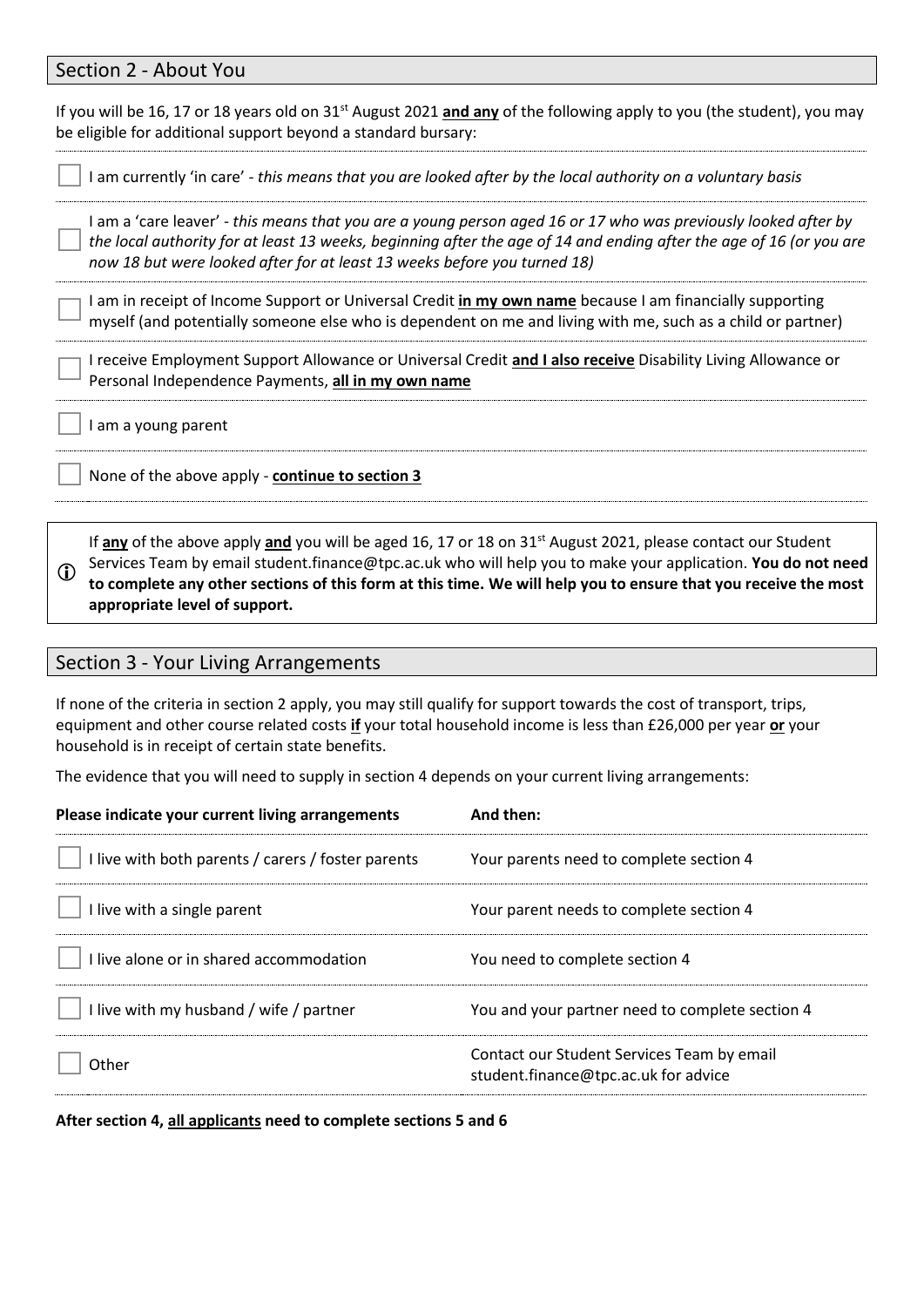## Section 2 - About You

If you will be 16, 17 or 18 years old on 31st August 2021 **and any** of the following apply to you (the student), you may be eligible for additional support beyond a standard bursary:

- ☐ I am currently 'in care' - *this means that you are looked after by the local authority on a voluntary basis*
- ☐ I am a 'care leaver' - *this means that you are a young person aged 16 or 17 who was previously looked after by the local authority for at least 13 weeks, beginning after the age of 14 and ending after the age of 16 (or you are now 18 but were looked after for at least 13 weeks before you turned 18)*
- ☐ I am in receipt of Income Support or Universal Credit **in my own name** because I am financially supporting myself (and potentially someone else who is dependent on me and living with me, such as a child or partner)
- ☐ I receive Employment Support Allowance or Universal Credit **and I also receive** Disability Living Allowance or Personal Independence Payments, **all in my own name**
- ☐ I am a young parent
- ☐ None of the above apply - **continue to section 3**

ⓘ If **any** of the above apply **and** you will be aged 16, 17 or 18 on 31st August 2021, please contact our Student Services Team by email student.finance@tpc.ac.uk who will help you to make your application. **You do not need to complete any other sections of this form at this time. We will help you to ensure that you receive the most appropriate level of support.**

## Section 3 - Your Living Arrangements

If none of the criteria in section 2 apply, you may still qualify for support towards the cost of transport, trips, equipment and other course related costs **if** your total household income is less than £26,000 per year **or** your household is in receipt of certain state benefits.

The evidence that you will need to supply in section 4 depends on your current living arrangements:

| Please indicate your current living arrangements | And then: |
|---|---|
| ☐ I live with both parents / carers / foster parents | Your parents need to complete section 4 |
| ☐ I live with a single parent | Your parent needs to complete section 4 |
| ☐ I live alone or in shared accommodation | You need to complete section 4 |
| ☐ I live with my husband / wife / partner | You and your partner need to complete section 4 |
| ☐ Other | Contact our Student Services Team by email student.finance@tpc.ac.uk for advice |

**After section 4, all applicants need to complete sections 5 and 6**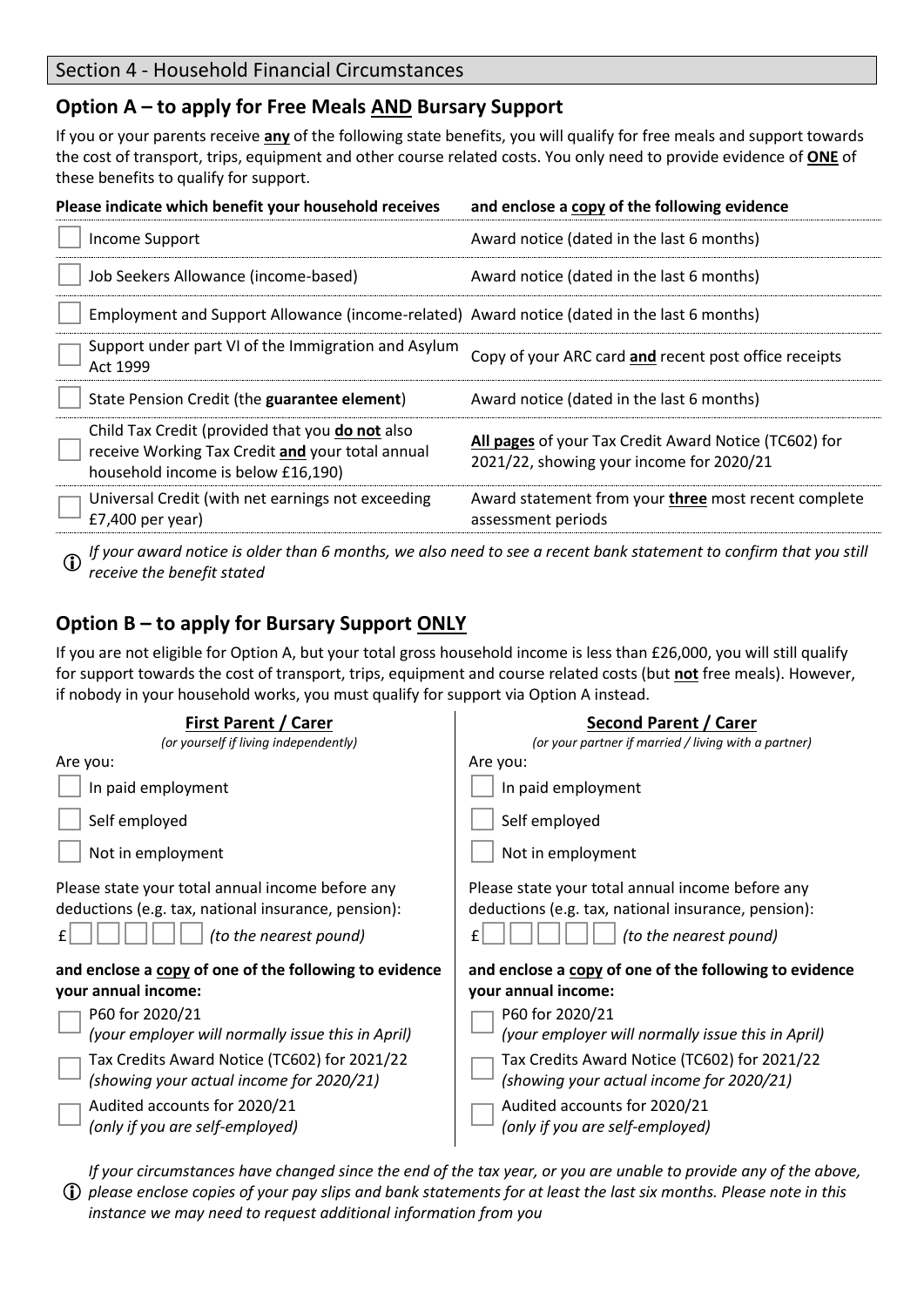## Section 4 - Household Financial Circumstances

### Option A – to apply for Free Meals AND Bursary Support

If you or your parents receive **any** of the following state benefits, you will qualify for free meals and support towards the cost of transport, trips, equipment and other course related costs. You only need to provide evidence of **ONE** of these benefits to qualify for support.

| Please indicate which benefit your household receives | and enclose a copy of the following evidence |
|---|---|
| ☐ Income Support | Award notice (dated in the last 6 months) |
| ☐ Job Seekers Allowance (income-based) | Award notice (dated in the last 6 months) |
| ☐ Employment and Support Allowance (income-related) | Award notice (dated in the last 6 months) |
| ☐ Support under part VI of the Immigration and Asylum Act 1999 | Copy of your ARC card **and** recent post office receipts |
| ☐ State Pension Credit (the **guarantee element**) | Award notice (dated in the last 6 months) |
| ☐ Child Tax Credit (provided that you **do not** also receive Working Tax Credit **and** your total annual household income is below £16,190) | **All pages** of your Tax Credit Award Notice (TC602) for 2021/22, showing your income for 2020/21 |
| ☐ Universal Credit (with net earnings not exceeding £7,400 per year) | Award statement from your **three** most recent complete assessment periods |

ⓘ *If your award notice is older than 6 months, we also need to see a recent bank statement to confirm that you still receive the benefit stated*

### Option B – to apply for Bursary Support ONLY

If you are not eligible for Option A, but your total gross household income is less than £26,000, you will still qualify for support towards the cost of transport, trips, equipment and course related costs (but **not** free meals). However, if nobody in your household works, you must qualify for support via Option A instead.

#### First Parent / Carer

*(or yourself if living independently)*

Are you:

- ☐ In paid employment
- ☐ Self employed
- ☐ Not in employment

Please state your total annual income before any deductions (e.g. tax, national insurance, pension):

£ ☐☐☐☐☐ *(to the nearest pound)*

**and enclose a copy of one of the following to evidence your annual income:**

- ☐ P60 for 2020/21 *(your employer will normally issue this in April)*
- ☐ Tax Credits Award Notice (TC602) for 2021/22 *(showing your actual income for 2020/21)*
- ☐ Audited accounts for 2020/21 *(only if you are self-employed)*

#### Second Parent / Carer

*(or your partner if married / living with a partner)*

Are you:

- ☐ In paid employment
- ☐ Self employed
- ☐ Not in employment

Please state your total annual income before any deductions (e.g. tax, national insurance, pension):

£ ☐☐☐☐☐ *(to the nearest pound)*

**and enclose a copy of one of the following to evidence your annual income:**

- ☐ P60 for 2020/21 *(your employer will normally issue this in April)*
- ☐ Tax Credits Award Notice (TC602) for 2021/22 *(showing your actual income for 2020/21)*
- ☐ Audited accounts for 2020/21 *(only if you are self-employed)*

ⓘ *If your circumstances have changed since the end of the tax year, or you are unable to provide any of the above, please enclose copies of your pay slips and bank statements for at least the last six months. Please note in this instance we may need to request additional information from you*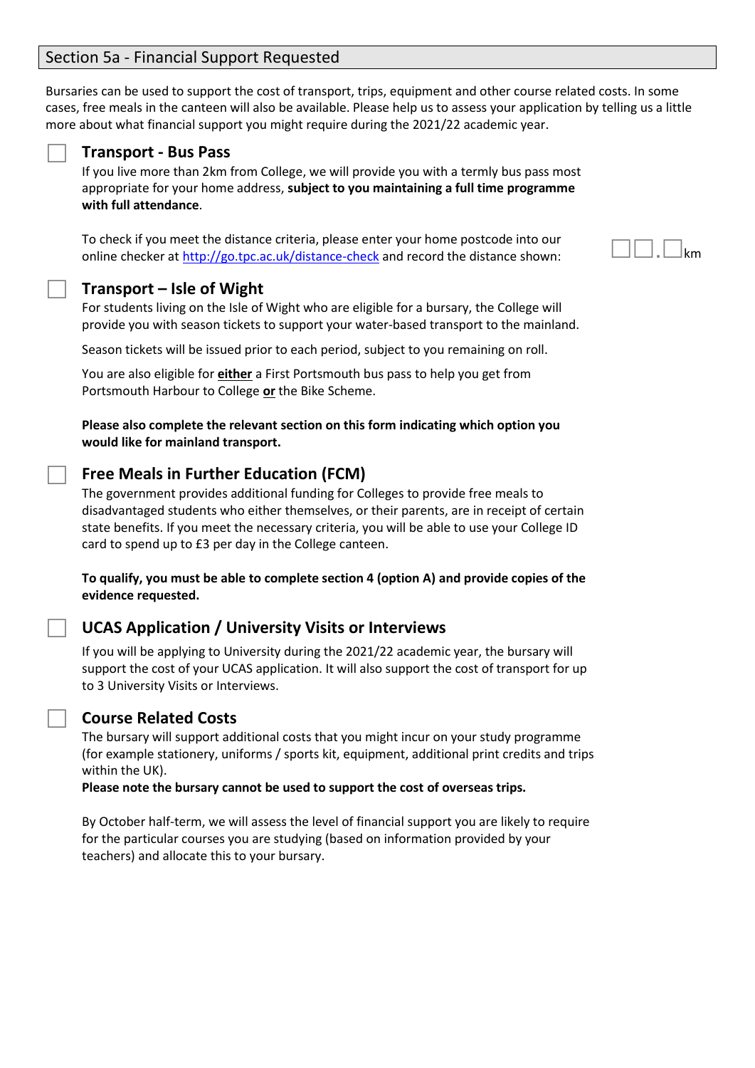## Section 5a - Financial Support Requested

Bursaries can be used to support the cost of transport, trips, equipment and other course related costs. In some cases, free meals in the canteen will also be available. Please help us to assess your application by telling us a little more about what financial support you might require during the 2021/22 academic year.

☐ **Transport - Bus Pass**

If you live more than 2km from College, we will provide you with a termly bus pass most appropriate for your home address, **subject to you maintaining a full time programme with full attendance**.

To check if you meet the distance criteria, please enter your home postcode into our online checker at http://go.tpc.ac.uk/distance-check and record the distance shown: ☐☐.☐km

☐ **Transport – Isle of Wight**

For students living on the Isle of Wight who are eligible for a bursary, the College will provide you with season tickets to support your water-based transport to the mainland.

Season tickets will be issued prior to each period, subject to you remaining on roll.

You are also eligible for **either** a First Portsmouth bus pass to help you get from Portsmouth Harbour to College **or** the Bike Scheme.

**Please also complete the relevant section on this form indicating which option you would like for mainland transport.**

☐ **Free Meals in Further Education (FCM)**

The government provides additional funding for Colleges to provide free meals to disadvantaged students who either themselves, or their parents, are in receipt of certain state benefits. If you meet the necessary criteria, you will be able to use your College ID card to spend up to £3 per day in the College canteen.

**To qualify, you must be able to complete section 4 (option A) and provide copies of the evidence requested.**

☐ **UCAS Application / University Visits or Interviews**

If you will be applying to University during the 2021/22 academic year, the bursary will support the cost of your UCAS application. It will also support the cost of transport for up to 3 University Visits or Interviews.

☐ **Course Related Costs**

The bursary will support additional costs that you might incur on your study programme (for example stationery, uniforms / sports kit, equipment, additional print credits and trips within the UK).

**Please note the bursary cannot be used to support the cost of overseas trips.**

By October half-term, we will assess the level of financial support you are likely to require for the particular courses you are studying (based on information provided by your teachers) and allocate this to your bursary.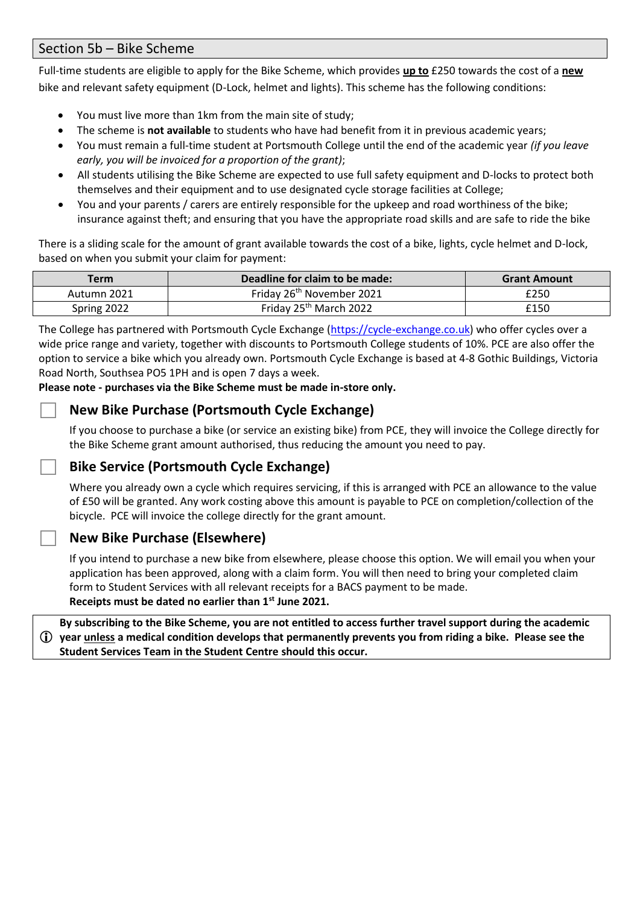## Section 5b – Bike Scheme

Full-time students are eligible to apply for the Bike Scheme, which provides **up to** £250 towards the cost of a **new** bike and relevant safety equipment (D-Lock, helmet and lights). This scheme has the following conditions:

- You must live more than 1km from the main site of study;
- The scheme is **not available** to students who have had benefit from it in previous academic years;
- You must remain a full-time student at Portsmouth College until the end of the academic year *(if you leave early, you will be invoiced for a proportion of the grant)*;
- All students utilising the Bike Scheme are expected to use full safety equipment and D-locks to protect both themselves and their equipment and to use designated cycle storage facilities at College;
- You and your parents / carers are entirely responsible for the upkeep and road worthiness of the bike; insurance against theft; and ensuring that you have the appropriate road skills and are safe to ride the bike

There is a sliding scale for the amount of grant available towards the cost of a bike, lights, cycle helmet and D-lock, based on when you submit your claim for payment:

| Term | Deadline for claim to be made: | Grant Amount |
|---|---|---|
| Autumn 2021 | Friday 26th November 2021 | £250 |
| Spring 2022 | Friday 25th March 2022 | £150 |

The College has partnered with Portsmouth Cycle Exchange (https://cycle-exchange.co.uk) who offer cycles over a wide price range and variety, together with discounts to Portsmouth College students of 10%. PCE are also offer the option to service a bike which you already own. Portsmouth Cycle Exchange is based at 4-8 Gothic Buildings, Victoria Road North, Southsea PO5 1PH and is open 7 days a week.

**Please note - purchases via the Bike Scheme must be made in-store only.**

☐ **New Bike Purchase (Portsmouth Cycle Exchange)**

If you choose to purchase a bike (or service an existing bike) from PCE, they will invoice the College directly for the Bike Scheme grant amount authorised, thus reducing the amount you need to pay.

☐ **Bike Service (Portsmouth Cycle Exchange)**

Where you already own a cycle which requires servicing, if this is arranged with PCE an allowance to the value of £50 will be granted. Any work costing above this amount is payable to PCE on completion/collection of the bicycle. PCE will invoice the college directly for the grant amount.

☐ **New Bike Purchase (Elsewhere)**

If you intend to purchase a new bike from elsewhere, please choose this option. We will email you when your application has been approved, along with a claim form. You will then need to bring your completed claim form to Student Services with all relevant receipts for a BACS payment to be made.
**Receipts must be dated no earlier than 1st June 2021.**

ⓘ **By subscribing to the Bike Scheme, you are not entitled to access further travel support during the academic year unless a medical condition develops that permanently prevents you from riding a bike. Please see the Student Services Team in the Student Centre should this occur.**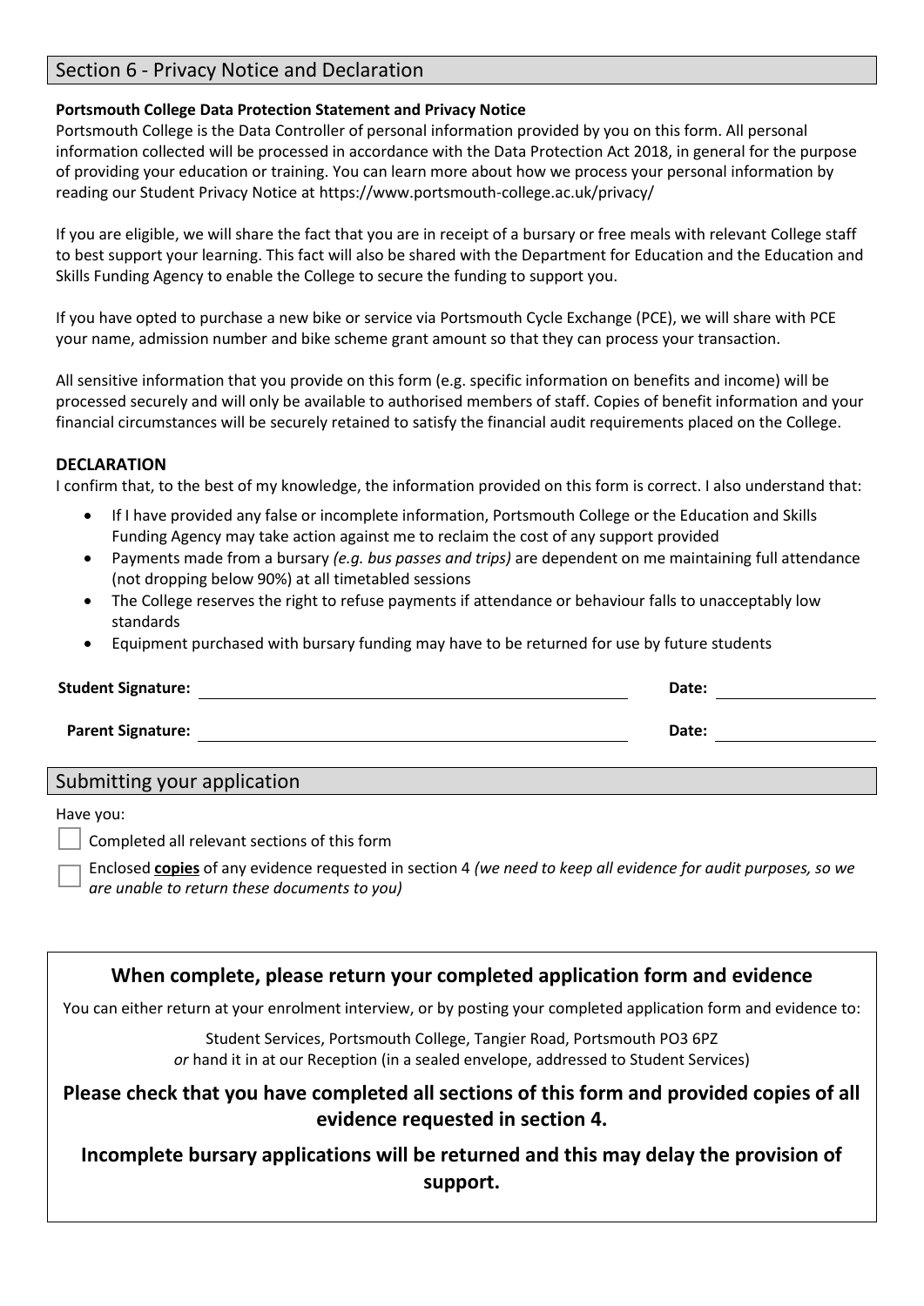## Section 6 - Privacy Notice and Declaration

**Portsmouth College Data Protection Statement and Privacy Notice**

Portsmouth College is the Data Controller of personal information provided by you on this form. All personal information collected will be processed in accordance with the Data Protection Act 2018, in general for the purpose of providing your education or training. You can learn more about how we process your personal information by reading our Student Privacy Notice at https://www.portsmouth-college.ac.uk/privacy/

If you are eligible, we will share the fact that you are in receipt of a bursary or free meals with relevant College staff to best support your learning. This fact will also be shared with the Department for Education and the Education and Skills Funding Agency to enable the College to secure the funding to support you.

If you have opted to purchase a new bike or service via Portsmouth Cycle Exchange (PCE), we will share with PCE your name, admission number and bike scheme grant amount so that they can process your transaction.

All sensitive information that you provide on this form (e.g. specific information on benefits and income) will be processed securely and will only be available to authorised members of staff. Copies of benefit information and your financial circumstances will be securely retained to satisfy the financial audit requirements placed on the College.

**DECLARATION**

I confirm that, to the best of my knowledge, the information provided on this form is correct. I also understand that:

- If I have provided any false or incomplete information, Portsmouth College or the Education and Skills Funding Agency may take action against me to reclaim the cost of any support provided
- Payments made from a bursary *(e.g. bus passes and trips)* are dependent on me maintaining full attendance (not dropping below 90%) at all timetabled sessions
- The College reserves the right to refuse payments if attendance or behaviour falls to unacceptably low standards
- Equipment purchased with bursary funding may have to be returned for use by future students

**Student Signature:** ______________________________ **Date:** ______________

**Parent Signature:** ______________________________ **Date:** ______________

## Submitting your application

Have you:

- ☐ Completed all relevant sections of this form
- ☐ Enclosed **copies** of any evidence requested in section 4 *(we need to keep all evidence for audit purposes, so we are unable to return these documents to you)*

### When complete, please return your completed application form and evidence

You can either return at your enrolment interview, or by posting your completed application form and evidence to:

Student Services, Portsmouth College, Tangier Road, Portsmouth PO3 6PZ
*or* hand it in at our Reception (in a sealed envelope, addressed to Student Services)

**Please check that you have completed all sections of this form and provided copies of all evidence requested in section 4.**

**Incomplete bursary applications will be returned and this may delay the provision of support.**